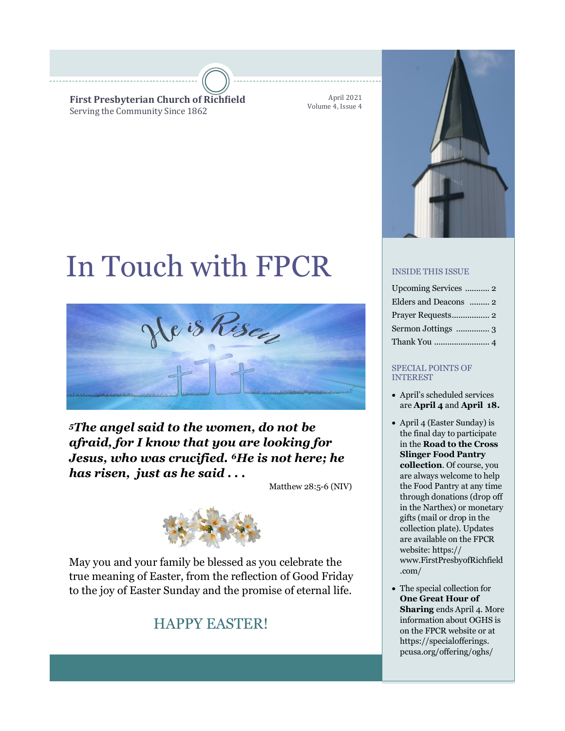**First Presbyterian Church of Richfield**
Serving the Community Since 1862

April 2021
Volume 4, Issue 4

# In Touch with FPCR

***5The angel said to the women, do not be afraid, for I know that you are looking for Jesus, who was crucified. 6He is not here; he has risen, just as he said . . .***

Matthew 28:5-6 (NIV)

May you and your family be blessed as you celebrate the true meaning of Easter, from the reflection of Good Friday to the joy of Easter Sunday and the promise of eternal life.

## HAPPY EASTER!

### INSIDE THIS ISSUE

| | |
|---|---|
| Upcoming Services | 2 |
| Elders and Deacons | 2 |
| Prayer Requests | 2 |
| Sermon Jottings | 3 |
| Thank You | 4 |

### SPECIAL POINTS OF INTEREST

- April's scheduled services are **April 4** and **April 18.**
- April 4 (Easter Sunday) is the final day to participate in the **Road to the Cross Slinger Food Pantry collection**. Of course, you are always welcome to help the Food Pantry at any time through donations (drop off in the Narthex) or monetary gifts (mail or drop in the collection plate). Updates are available on the FPCR website: https://www.FirstPresbyofRichfield.com/
- The special collection for **One Great Hour of Sharing** ends April 4. More information about OGHS is on the FPCR website or at https://specialofferings.pcusa.org/offering/oghs/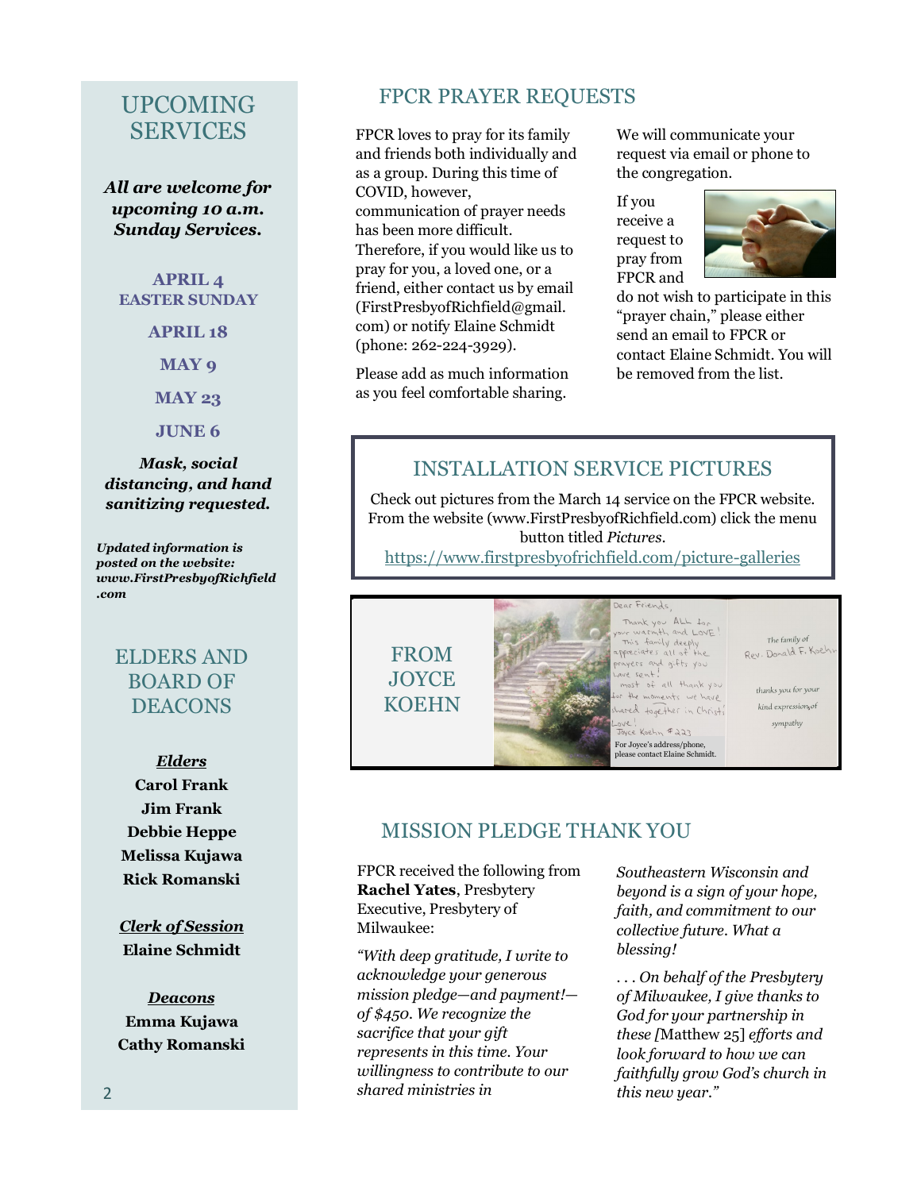## UPCOMING SERVICES

***All are welcome for upcoming 10 a.m. Sunday Services.***

**APRIL 4**
**EASTER SUNDAY**

**APRIL 18**

**MAY 9**

**MAY 23**

**JUNE 6**

***Mask, social distancing, and hand sanitizing requested.***

***Updated information is posted on the website: www.FirstPresbyofRichfield.com***

## ELDERS AND BOARD OF DEACONS

***Elders***

**Carol Frank**
**Jim Frank**
**Debbie Heppe**
**Melissa Kujawa**
**Rick Romanski**

***Clerk of Session***

**Elaine Schmidt**

***Deacons***

**Emma Kujawa**
**Cathy Romanski**

## FPCR PRAYER REQUESTS

FPCR loves to pray for its family and friends both individually and as a group. During this time of COVID, however, communication of prayer needs has been more difficult. Therefore, if you would like us to pray for you, a loved one, or a friend, either contact us by email (FirstPresbyofRichfield@gmail.com) or notify Elaine Schmidt (phone: 262-224-3929).

Please add as much information as you feel comfortable sharing.

We will communicate your request via email or phone to the congregation.

If you receive a request to pray from FPCR and do not wish to participate in this "prayer chain," please either send an email to FPCR or contact Elaine Schmidt. You will be removed from the list.

## INSTALLATION SERVICE PICTURES

Check out pictures from the March 14 service on the FPCR website. From the website (www.FirstPresbyofRichfield.com) click the menu button titled *Pictures*.

https://www.firstpresbyofrichfield.com/picture-galleries

## FROM JOYCE KOEHN

Dear Friends,

Thank you ALL for your warmth and LOVE! This family deeply appreciates all of the prayers and gifts you have sent! Most of all thank you for the moments we have shared together in Christ!

Love!
Joyce Koehn #223

For Joyce's address/phone, please contact Elaine Schmidt.

The family of Rev. Donald F. Koehn thanks you for your kind expression of sympathy

## MISSION PLEDGE THANK YOU

FPCR received the following from **Rachel Yates**, Presbytery Executive, Presbytery of Milwaukee:

*"With deep gratitude, I write to acknowledge your generous mission pledge—and payment!—of $450. We recognize the sacrifice that your gift represents in this time. Your willingness to contribute to our shared ministries in Southeastern Wisconsin and beyond is a sign of your hope, faith, and commitment to our collective future. What a blessing!*

*. . . On behalf of the Presbytery of Milwaukee, I give thanks to God for your partnership in these [*Matthew 25*] efforts and look forward to how we can faithfully grow God's church in this new year."*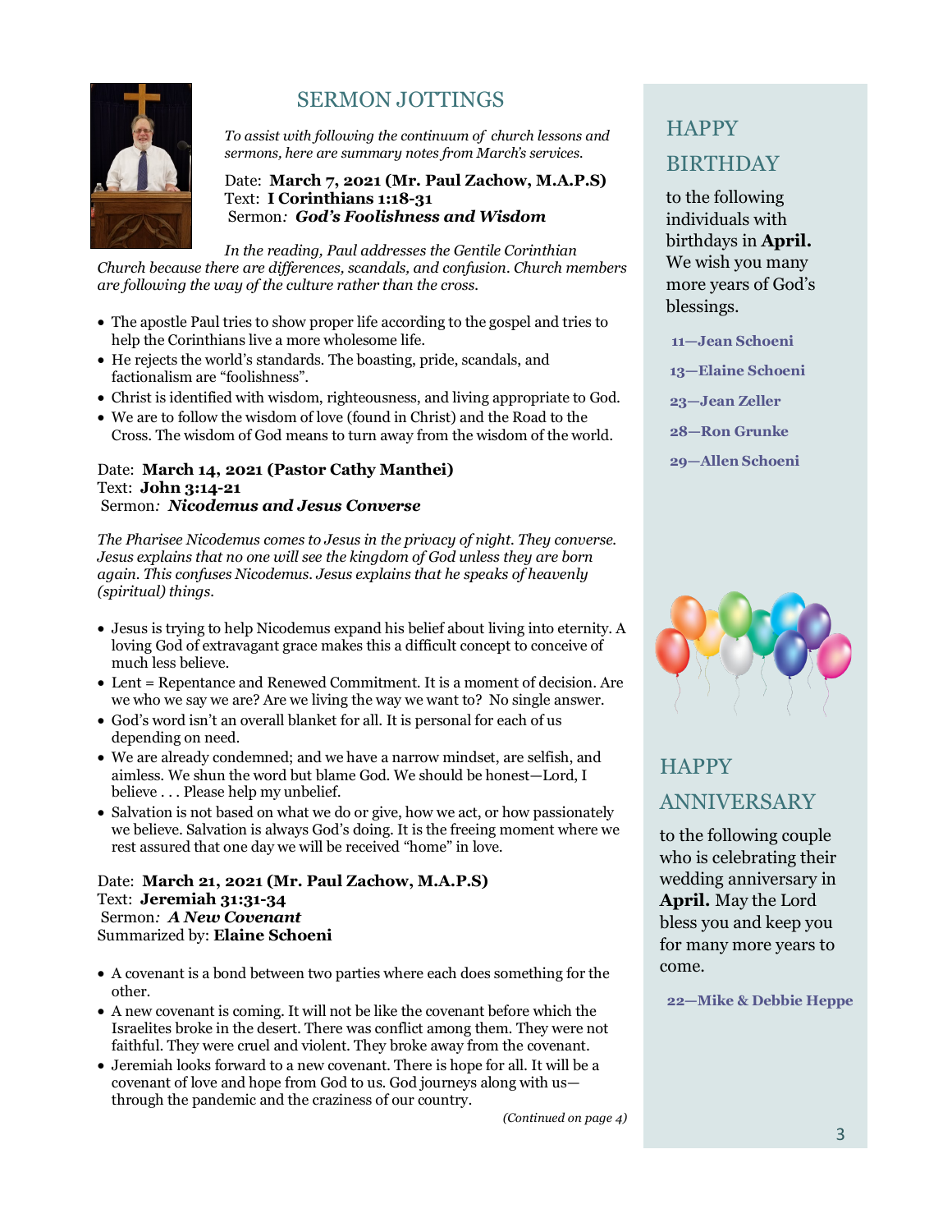## SERMON JOTTINGS

*To assist with following the continuum of church lessons and sermons, here are summary notes from March's services.*

Date: **March 7, 2021 (Mr. Paul Zachow, M.A.P.S)**
Text: **I Corinthians 1:18-31**
Sermon*:* ***God's Foolishness and Wisdom***

*In the reading, Paul addresses the Gentile Corinthian Church because there are differences, scandals, and confusion. Church members are following the way of the culture rather than the cross.*

- The apostle Paul tries to show proper life according to the gospel and tries to help the Corinthians live a more wholesome life.
- He rejects the world's standards. The boasting, pride, scandals, and factionalism are "foolishness".
- Christ is identified with wisdom, righteousness, and living appropriate to God.
- We are to follow the wisdom of love (found in Christ) and the Road to the Cross. The wisdom of God means to turn away from the wisdom of the world.

Date: **March 14, 2021 (Pastor Cathy Manthei)**
Text: **John 3:14-21**
Sermon*:* ***Nicodemus and Jesus Converse***

*The Pharisee Nicodemus comes to Jesus in the privacy of night. They converse. Jesus explains that no one will see the kingdom of God unless they are born again. This confuses Nicodemus. Jesus explains that he speaks of heavenly (spiritual) things.*

- Jesus is trying to help Nicodemus expand his belief about living into eternity. A loving God of extravagant grace makes this a difficult concept to conceive of much less believe.
- Lent = Repentance and Renewed Commitment. It is a moment of decision. Are we who we say we are? Are we living the way we want to? No single answer.
- God's word isn't an overall blanket for all. It is personal for each of us depending on need.
- We are already condemned; and we have a narrow mindset, are selfish, and aimless. We shun the word but blame God. We should be honest—Lord, I believe . . . Please help my unbelief.
- Salvation is not based on what we do or give, how we act, or how passionately we believe. Salvation is always God's doing. It is the freeing moment where we rest assured that one day we will be received "home" in love.

Date: **March 21, 2021 (Mr. Paul Zachow, M.A.P.S)**
Text: **Jeremiah 31:31-34**
Sermon*:* ***A New Covenant***
Summarized by: **Elaine Schoeni**

- A covenant is a bond between two parties where each does something for the other.
- A new covenant is coming. It will not be like the covenant before which the Israelites broke in the desert. There was conflict among them. They were not faithful. They were cruel and violent. They broke away from the covenant.
- Jeremiah looks forward to a new covenant. There is hope for all. It will be a covenant of love and hope from God to us. God journeys along with us—through the pandemic and the craziness of our country.

*(Continued on page 4)*

## HAPPY BIRTHDAY

to the following individuals with birthdays in **April.** We wish you many more years of God's blessings.

**11—Jean Schoeni**
**13—Elaine Schoeni**
**23—Jean Zeller**
**28—Ron Grunke**
**29—Allen Schoeni**

## HAPPY ANNIVERSARY

to the following couple who is celebrating their wedding anniversary in **April.** May the Lord bless you and keep you for many more years to come.

**22—Mike & Debbie Heppe**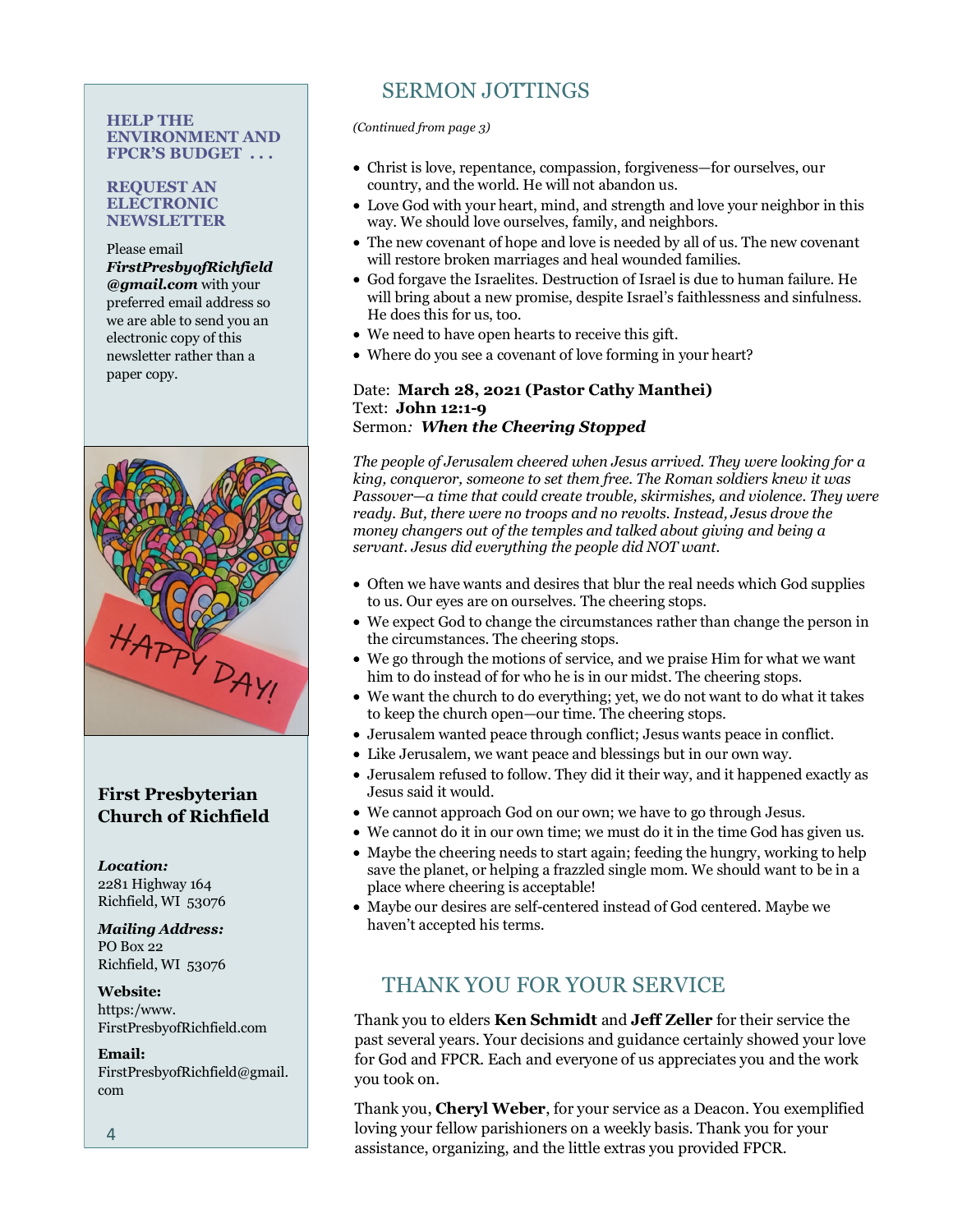**HELP THE ENVIRONMENT AND FPCR'S BUDGET . . .**

**REQUEST AN ELECTRONIC NEWSLETTER**

Please email ***FirstPresbyofRichfield@gmail.com*** with your preferred email address so we are able to send you an electronic copy of this newsletter rather than a paper copy.

**First Presbyterian Church of Richfield**

***Location:***
2281 Highway 164
Richfield, WI 53076

***Mailing Address:***
PO Box 22
Richfield, WI 53076

**Website:**
https:/www.FirstPresbyofRichfield.com

**Email:**
FirstPresbyofRichfield@gmail.com

## SERMON JOTTINGS

*(Continued from page 3)*

- Christ is love, repentance, compassion, forgiveness—for ourselves, our country, and the world. He will not abandon us.
- Love God with your heart, mind, and strength and love your neighbor in this way. We should love ourselves, family, and neighbors.
- The new covenant of hope and love is needed by all of us. The new covenant will restore broken marriages and heal wounded families.
- God forgave the Israelites. Destruction of Israel is due to human failure. He will bring about a new promise, despite Israel's faithlessness and sinfulness. He does this for us, too.
- We need to have open hearts to receive this gift.
- Where do you see a covenant of love forming in your heart?

Date: **March 28, 2021 (Pastor Cathy Manthei)**
Text: **John 12:1-9**
Sermon*:* ***When the Cheering Stopped***

*The people of Jerusalem cheered when Jesus arrived. They were looking for a king, conqueror, someone to set them free. The Roman soldiers knew it was Passover—a time that could create trouble, skirmishes, and violence. They were ready. But, there were no troops and no revolts. Instead, Jesus drove the money changers out of the temples and talked about giving and being a servant. Jesus did everything the people did NOT want.*

- Often we have wants and desires that blur the real needs which God supplies to us. Our eyes are on ourselves. The cheering stops.
- We expect God to change the circumstances rather than change the person in the circumstances. The cheering stops.
- We go through the motions of service, and we praise Him for what we want him to do instead of for who he is in our midst. The cheering stops.
- We want the church to do everything; yet, we do not want to do what it takes to keep the church open—our time. The cheering stops.
- Jerusalem wanted peace through conflict; Jesus wants peace in conflict.
- Like Jerusalem, we want peace and blessings but in our own way.
- Jerusalem refused to follow. They did it their way, and it happened exactly as Jesus said it would.
- We cannot approach God on our own; we have to go through Jesus.
- We cannot do it in our own time; we must do it in the time God has given us.
- Maybe the cheering needs to start again; feeding the hungry, working to help save the planet, or helping a frazzled single mom. We should want to be in a place where cheering is acceptable!
- Maybe our desires are self-centered instead of God centered. Maybe we haven't accepted his terms.

## THANK YOU FOR YOUR SERVICE

Thank you to elders **Ken Schmidt** and **Jeff Zeller** for their service the past several years. Your decisions and guidance certainly showed your love for God and FPCR. Each and everyone of us appreciates you and the work you took on.

Thank you, **Cheryl Weber**, for your service as a Deacon. You exemplified loving your fellow parishioners on a weekly basis. Thank you for your assistance, organizing, and the little extras you provided FPCR.